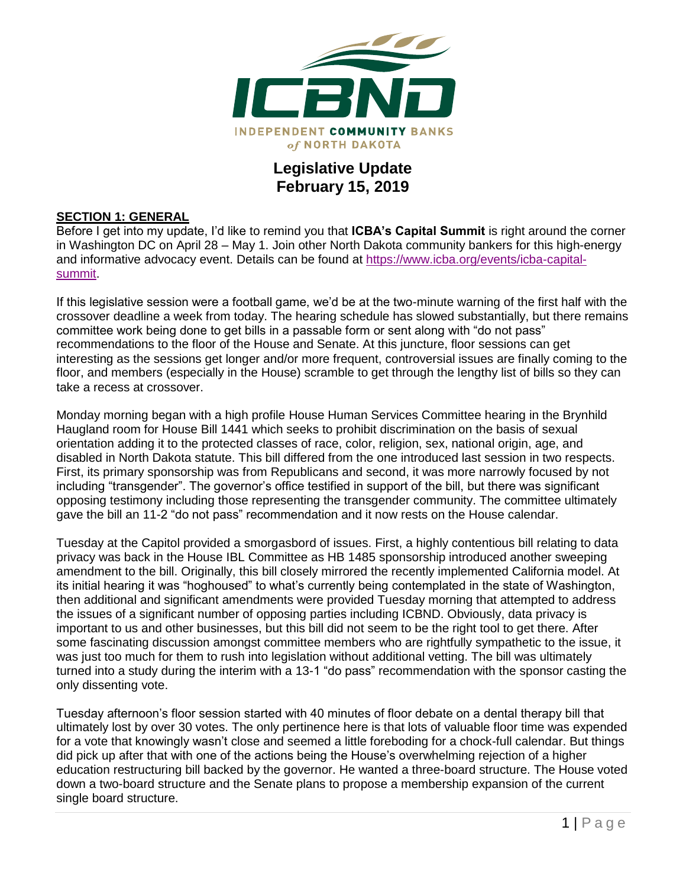**ICBND**

INDEPENDENT **COMMUNITY** BANKS *of* NORTH DAKOTA

# Legislative Update
# February 15, 2019

## SECTION 1: GENERAL

Before I get into my update, I'd like to remind you that **ICBA's Capital Summit** is right around the corner in Washington DC on April 28 – May 1. Join other North Dakota community bankers for this high-energy and informative advocacy event. Details can be found at [https://www.icba.org/events/icba-capital-summit](https://www.icba.org/events/icba-capital-summit).

If this legislative session were a football game, we'd be at the two-minute warning of the first half with the crossover deadline a week from today. The hearing schedule has slowed substantially, but there remains committee work being done to get bills in a passable form or sent along with "do not pass" recommendations to the floor of the House and Senate. At this juncture, floor sessions can get interesting as the sessions get longer and/or more frequent, controversial issues are finally coming to the floor, and members (especially in the House) scramble to get through the lengthy list of bills so they can take a recess at crossover.

Monday morning began with a high profile House Human Services Committee hearing in the Brynhild Haugland room for House Bill 1441 which seeks to prohibit discrimination on the basis of sexual orientation adding it to the protected classes of race, color, religion, sex, national origin, age, and disabled in North Dakota statute. This bill differed from the one introduced last session in two respects. First, its primary sponsorship was from Republicans and second, it was more narrowly focused by not including "transgender". The governor's office testified in support of the bill, but there was significant opposing testimony including those representing the transgender community. The committee ultimately gave the bill an 11-2 "do not pass" recommendation and it now rests on the House calendar.

Tuesday at the Capitol provided a smorgasbord of issues. First, a highly contentious bill relating to data privacy was back in the House IBL Committee as HB 1485 sponsorship introduced another sweeping amendment to the bill. Originally, this bill closely mirrored the recently implemented California model. At its initial hearing it was "hoghoused" to what's currently being contemplated in the state of Washington, then additional and significant amendments were provided Tuesday morning that attempted to address the issues of a significant number of opposing parties including ICBND. Obviously, data privacy is important to us and other businesses, but this bill did not seem to be the right tool to get there. After some fascinating discussion amongst committee members who are rightfully sympathetic to the issue, it was just too much for them to rush into legislation without additional vetting. The bill was ultimately turned into a study during the interim with a 13-1 "do pass" recommendation with the sponsor casting the only dissenting vote.

Tuesday afternoon's floor session started with 40 minutes of floor debate on a dental therapy bill that ultimately lost by over 30 votes. The only pertinence here is that lots of valuable floor time was expended for a vote that knowingly wasn't close and seemed a little foreboding for a chock-full calendar. But things did pick up after that with one of the actions being the House's overwhelming rejection of a higher education restructuring bill backed by the governor. He wanted a three-board structure. The House voted down a two-board structure and the Senate plans to propose a membership expansion of the current single board structure.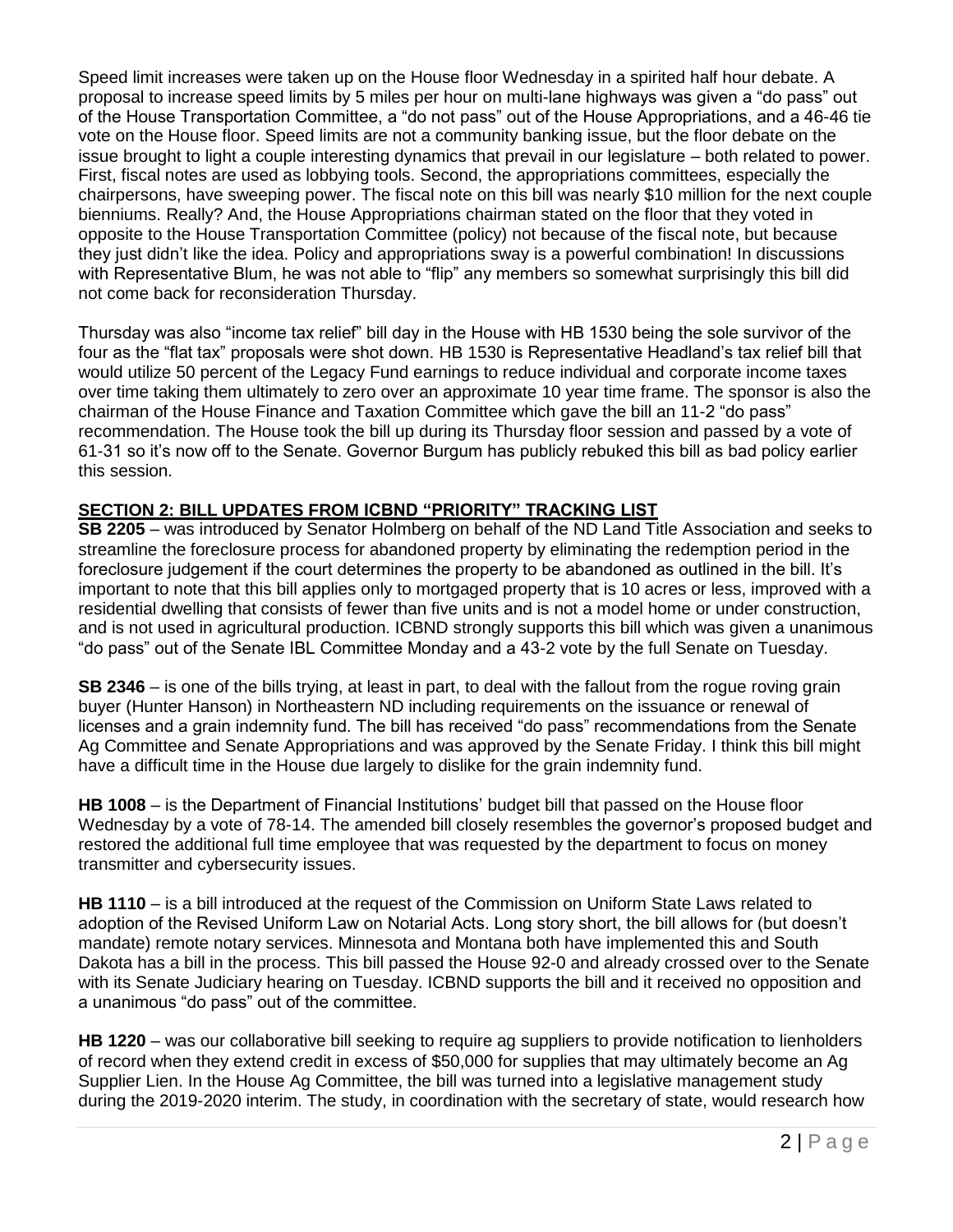Speed limit increases were taken up on the House floor Wednesday in a spirited half hour debate. A proposal to increase speed limits by 5 miles per hour on multi-lane highways was given a "do pass" out of the House Transportation Committee, a "do not pass" out of the House Appropriations, and a 46-46 tie vote on the House floor. Speed limits are not a community banking issue, but the floor debate on the issue brought to light a couple interesting dynamics that prevail in our legislature – both related to power. First, fiscal notes are used as lobbying tools. Second, the appropriations committees, especially the chairpersons, have sweeping power. The fiscal note on this bill was nearly \$10 million for the next couple bienniums. Really? And, the House Appropriations chairman stated on the floor that they voted in opposite to the House Transportation Committee (policy) not because of the fiscal note, but because they just didn't like the idea. Policy and appropriations sway is a powerful combination! In discussions with Representative Blum, he was not able to "flip" any members so somewhat surprisingly this bill did not come back for reconsideration Thursday.

Thursday was also "income tax relief" bill day in the House with HB 1530 being the sole survivor of the four as the "flat tax" proposals were shot down. HB 1530 is Representative Headland's tax relief bill that would utilize 50 percent of the Legacy Fund earnings to reduce individual and corporate income taxes over time taking them ultimately to zero over an approximate 10 year time frame. The sponsor is also the chairman of the House Finance and Taxation Committee which gave the bill an 11-2 "do pass" recommendation. The House took the bill up during its Thursday floor session and passed by a vote of 61-31 so it's now off to the Senate. Governor Burgum has publicly rebuked this bill as bad policy earlier this session.

## SECTION 2: BILL UPDATES FROM ICBND "PRIORITY" TRACKING LIST

**SB 2205** – was introduced by Senator Holmberg on behalf of the ND Land Title Association and seeks to streamline the foreclosure process for abandoned property by eliminating the redemption period in the foreclosure judgement if the court determines the property to be abandoned as outlined in the bill. It's important to note that this bill applies only to mortgaged property that is 10 acres or less, improved with a residential dwelling that consists of fewer than five units and is not a model home or under construction, and is not used in agricultural production. ICBND strongly supports this bill which was given a unanimous "do pass" out of the Senate IBL Committee Monday and a 43-2 vote by the full Senate on Tuesday.

**SB 2346** – is one of the bills trying, at least in part, to deal with the fallout from the rogue roving grain buyer (Hunter Hanson) in Northeastern ND including requirements on the issuance or renewal of licenses and a grain indemnity fund. The bill has received "do pass" recommendations from the Senate Ag Committee and Senate Appropriations and was approved by the Senate Friday. I think this bill might have a difficult time in the House due largely to dislike for the grain indemnity fund.

**HB 1008** – is the Department of Financial Institutions' budget bill that passed on the House floor Wednesday by a vote of 78-14. The amended bill closely resembles the governor's proposed budget and restored the additional full time employee that was requested by the department to focus on money transmitter and cybersecurity issues.

**HB 1110** – is a bill introduced at the request of the Commission on Uniform State Laws related to adoption of the Revised Uniform Law on Notarial Acts. Long story short, the bill allows for (but doesn't mandate) remote notary services. Minnesota and Montana both have implemented this and South Dakota has a bill in the process. This bill passed the House 92-0 and already crossed over to the Senate with its Senate Judiciary hearing on Tuesday. ICBND supports the bill and it received no opposition and a unanimous "do pass" out of the committee.

**HB 1220** – was our collaborative bill seeking to require ag suppliers to provide notification to lienholders of record when they extend credit in excess of \$50,000 for supplies that may ultimately become an Ag Supplier Lien. In the House Ag Committee, the bill was turned into a legislative management study during the 2019-2020 interim. The study, in coordination with the secretary of state, would research how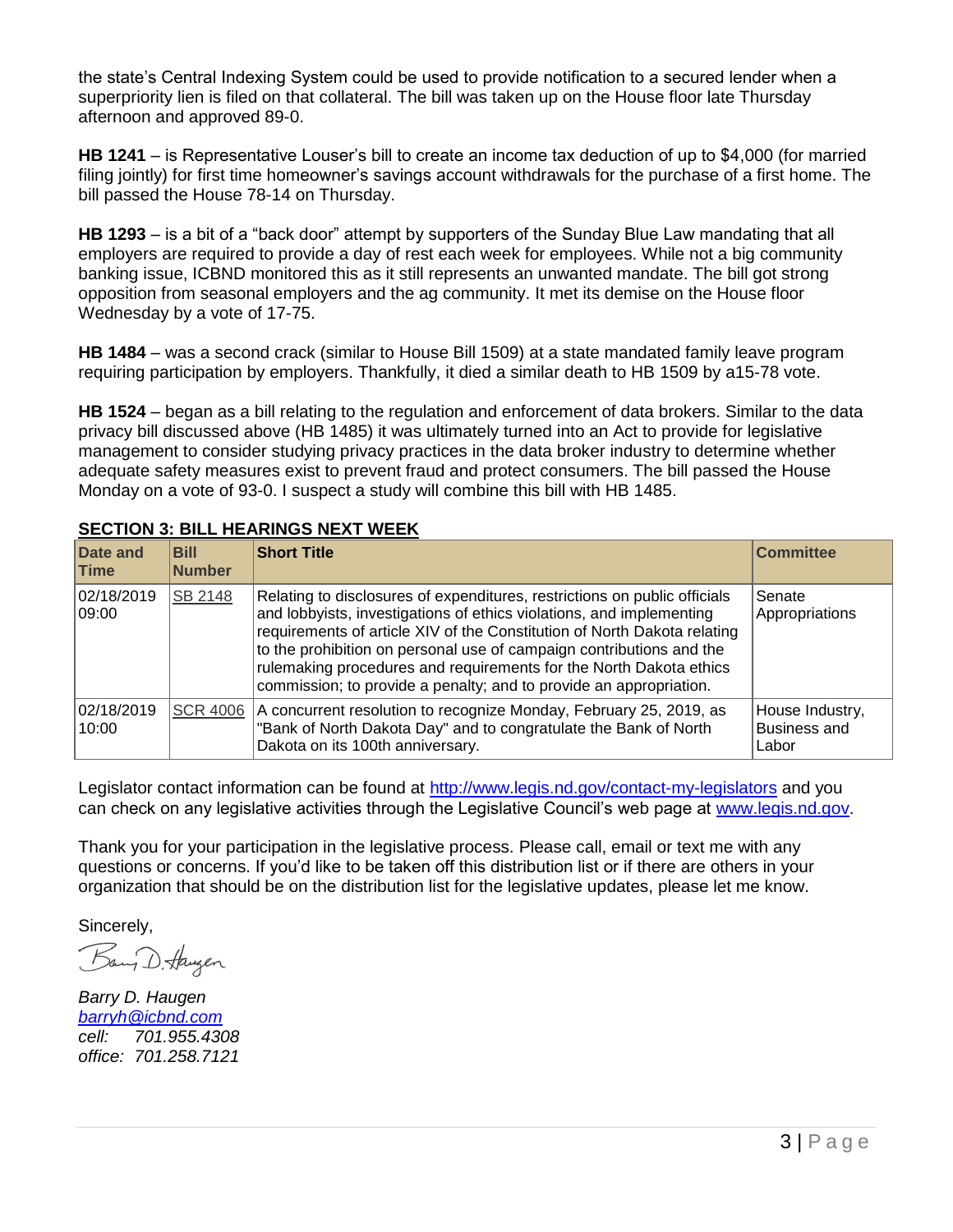the state's Central Indexing System could be used to provide notification to a secured lender when a superpriority lien is filed on that collateral. The bill was taken up on the House floor late Thursday afternoon and approved 89-0.

**HB 1241** – is Representative Louser's bill to create an income tax deduction of up to $4,000 (for married filing jointly) for first time homeowner's savings account withdrawals for the purchase of a first home. The bill passed the House 78-14 on Thursday.

**HB 1293** – is a bit of a "back door" attempt by supporters of the Sunday Blue Law mandating that all employers are required to provide a day of rest each week for employees. While not a big community banking issue, ICBND monitored this as it still represents an unwanted mandate. The bill got strong opposition from seasonal employers and the ag community. It met its demise on the House floor Wednesday by a vote of 17-75.

**HB 1484** – was a second crack (similar to House Bill 1509) at a state mandated family leave program requiring participation by employers. Thankfully, it died a similar death to HB 1509 by a15-78 vote.

**HB 1524** – began as a bill relating to the regulation and enforcement of data brokers. Similar to the data privacy bill discussed above (HB 1485) it was ultimately turned into an Act to provide for legislative management to consider studying privacy practices in the data broker industry to determine whether adequate safety measures exist to prevent fraud and protect consumers. The bill passed the House Monday on a vote of 93-0. I suspect a study will combine this bill with HB 1485.

## SECTION 3: BILL HEARINGS NEXT WEEK

| Date and Time | Bill Number | Short Title | Committee |
|---|---|---|---|
| 02/18/2019 09:00 | SB 2148 | Relating to disclosures of expenditures, restrictions on public officials and lobbyists, investigations of ethics violations, and implementing requirements of article XIV of the Constitution of North Dakota relating to the prohibition on personal use of campaign contributions and the rulemaking procedures and requirements for the North Dakota ethics commission; to provide a penalty; and to provide an appropriation. | Senate Appropriations |
| 02/18/2019 10:00 | SCR 4006 | A concurrent resolution to recognize Monday, February 25, 2019, as "Bank of North Dakota Day" and to congratulate the Bank of North Dakota on its 100th anniversary. | House Industry, Business and Labor |

Legislator contact information can be found at http://www.legis.nd.gov/contact-my-legislators and you can check on any legislative activities through the Legislative Council's web page at www.legis.nd.gov.

Thank you for your participation in the legislative process. Please call, email or text me with any questions or concerns. If you'd like to be taken off this distribution list or if there are others in your organization that should be on the distribution list for the legislative updates, please let me know.

Sincerely,

*Barry D. Haugen*
*barryh@icbnd.com*
*cell: 701.955.4308*
*office: 701.258.7121*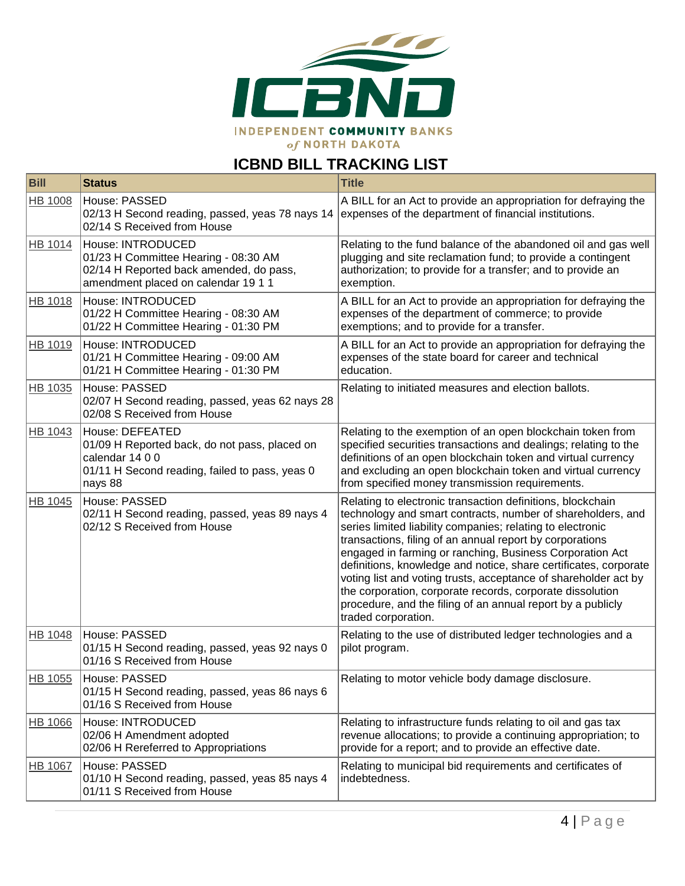INDEPENDENT COMMUNITY BANKS of NORTH DAKOTA

## ICBND BILL TRACKING LIST

| Bill | Status | Title |
|---|---|---|
| HB 1008 | House: PASSED<br>02/13 H Second reading, passed, yeas 78 nays 14<br>02/14 S Received from House | A BILL for an Act to provide an appropriation for defraying the expenses of the department of financial institutions. |
| HB 1014 | House: INTRODUCED<br>01/23 H Committee Hearing - 08:30 AM<br>02/14 H Reported back amended, do pass, amendment placed on calendar 19 1 1 | Relating to the fund balance of the abandoned oil and gas well plugging and site reclamation fund; to provide a contingent authorization; to provide for a transfer; and to provide an exemption. |
| HB 1018 | House: INTRODUCED<br>01/22 H Committee Hearing - 08:30 AM<br>01/22 H Committee Hearing - 01:30 PM | A BILL for an Act to provide an appropriation for defraying the expenses of the department of commerce; to provide exemptions; and to provide for a transfer. |
| HB 1019 | House: INTRODUCED<br>01/21 H Committee Hearing - 09:00 AM<br>01/21 H Committee Hearing - 01:30 PM | A BILL for an Act to provide an appropriation for defraying the expenses of the state board for career and technical education. |
| HB 1035 | House: PASSED<br>02/07 H Second reading, passed, yeas 62 nays 28<br>02/08 S Received from House | Relating to initiated measures and election ballots. |
| HB 1043 | House: DEFEATED<br>01/09 H Reported back, do not pass, placed on calendar 14 0 0<br>01/11 H Second reading, failed to pass, yeas 0 nays 88 | Relating to the exemption of an open blockchain token from specified securities transactions and dealings; relating to the definitions of an open blockchain token and virtual currency and excluding an open blockchain token and virtual currency from specified money transmission requirements. |
| HB 1045 | House: PASSED<br>02/11 H Second reading, passed, yeas 89 nays 4<br>02/12 S Received from House | Relating to electronic transaction definitions, blockchain technology and smart contracts, number of shareholders, and series limited liability companies; relating to electronic transactions, filing of an annual report by corporations engaged in farming or ranching, Business Corporation Act definitions, knowledge and notice, share certificates, corporate voting list and voting trusts, acceptance of shareholder act by the corporation, corporate records, corporate dissolution procedure, and the filing of an annual report by a publicly traded corporation. |
| HB 1048 | House: PASSED<br>01/15 H Second reading, passed, yeas 92 nays 0<br>01/16 S Received from House | Relating to the use of distributed ledger technologies and a pilot program. |
| HB 1055 | House: PASSED<br>01/15 H Second reading, passed, yeas 86 nays 6<br>01/16 S Received from House | Relating to motor vehicle body damage disclosure. |
| HB 1066 | House: INTRODUCED<br>02/06 H Amendment adopted<br>02/06 H Rereferred to Appropriations | Relating to infrastructure funds relating to oil and gas tax revenue allocations; to provide a continuing appropriation; to provide for a report; and to provide an effective date. |
| HB 1067 | House: PASSED<br>01/10 H Second reading, passed, yeas 85 nays 4<br>01/11 S Received from House | Relating to municipal bid requirements and certificates of indebtedness. |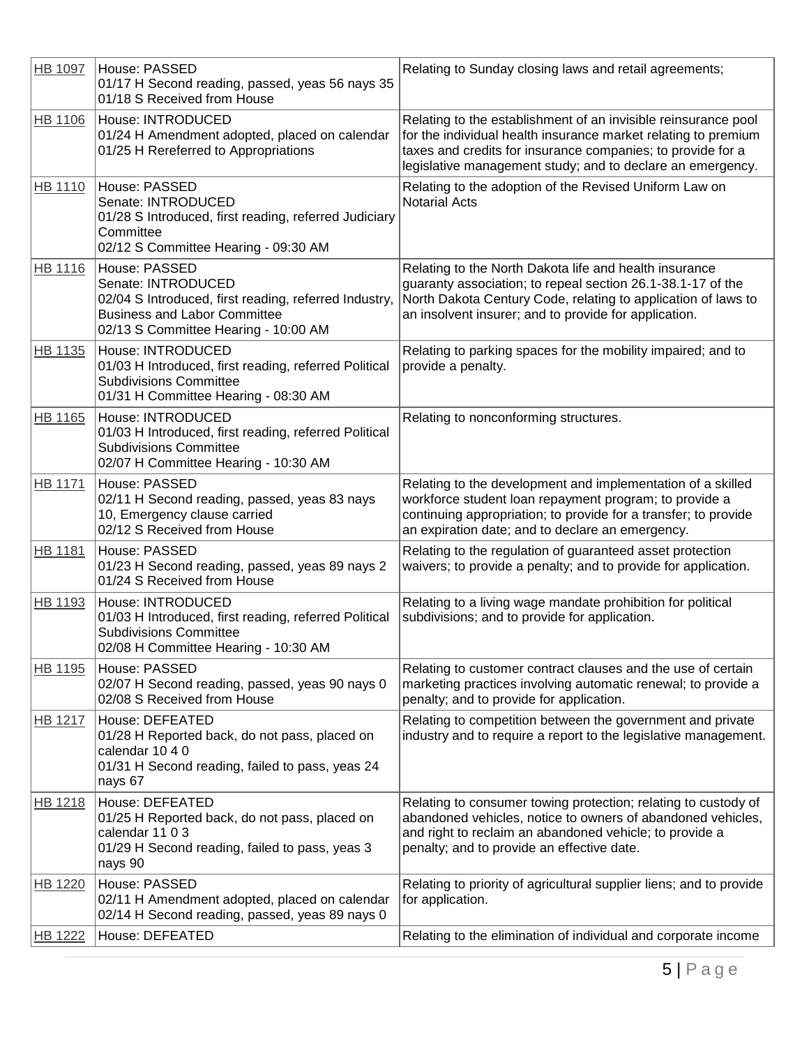| HB 1097 | House: PASSED<br>01/17 H Second reading, passed, yeas 56 nays 35<br>01/18 S Received from House | Relating to Sunday closing laws and retail agreements; |
|---|---|---|
| HB 1106 | House: INTRODUCED<br>01/24 H Amendment adopted, placed on calendar<br>01/25 H Rereferred to Appropriations | Relating to the establishment of an invisible reinsurance pool for the individual health insurance market relating to premium taxes and credits for insurance companies; to provide for a legislative management study; and to declare an emergency. |
| HB 1110 | House: PASSED<br>Senate: INTRODUCED<br>01/28 S Introduced, first reading, referred Judiciary Committee<br>02/12 S Committee Hearing - 09:30 AM | Relating to the adoption of the Revised Uniform Law on Notarial Acts |
| HB 1116 | House: PASSED<br>Senate: INTRODUCED<br>02/04 S Introduced, first reading, referred Industry, Business and Labor Committee<br>02/13 S Committee Hearing - 10:00 AM | Relating to the North Dakota life and health insurance guaranty association; to repeal section 26.1-38.1-17 of the North Dakota Century Code, relating to application of laws to an insolvent insurer; and to provide for application. |
| HB 1135 | House: INTRODUCED<br>01/03 H Introduced, first reading, referred Political Subdivisions Committee<br>01/31 H Committee Hearing - 08:30 AM | Relating to parking spaces for the mobility impaired; and to provide a penalty. |
| HB 1165 | House: INTRODUCED<br>01/03 H Introduced, first reading, referred Political Subdivisions Committee<br>02/07 H Committee Hearing - 10:30 AM | Relating to nonconforming structures. |
| HB 1171 | House: PASSED<br>02/11 H Second reading, passed, yeas 83 nays 10, Emergency clause carried<br>02/12 S Received from House | Relating to the development and implementation of a skilled workforce student loan repayment program; to provide a continuing appropriation; to provide for a transfer; to provide an expiration date; and to declare an emergency. |
| HB 1181 | House: PASSED<br>01/23 H Second reading, passed, yeas 89 nays 2<br>01/24 S Received from House | Relating to the regulation of guaranteed asset protection waivers; to provide a penalty; and to provide for application. |
| HB 1193 | House: INTRODUCED<br>01/03 H Introduced, first reading, referred Political Subdivisions Committee<br>02/08 H Committee Hearing - 10:30 AM | Relating to a living wage mandate prohibition for political subdivisions; and to provide for application. |
| HB 1195 | House: PASSED<br>02/07 H Second reading, passed, yeas 90 nays 0<br>02/08 S Received from House | Relating to customer contract clauses and the use of certain marketing practices involving automatic renewal; to provide a penalty; and to provide for application. |
| HB 1217 | House: DEFEATED<br>01/28 H Reported back, do not pass, placed on calendar 10 4 0<br>01/31 H Second reading, failed to pass, yeas 24 nays 67 | Relating to competition between the government and private industry and to require a report to the legislative management. |
| HB 1218 | House: DEFEATED<br>01/25 H Reported back, do not pass, placed on calendar 11 0 3<br>01/29 H Second reading, failed to pass, yeas 3 nays 90 | Relating to consumer towing protection; relating to custody of abandoned vehicles, notice to owners of abandoned vehicles, and right to reclaim an abandoned vehicle; to provide a penalty; and to provide an effective date. |
| HB 1220 | House: PASSED<br>02/11 H Amendment adopted, placed on calendar<br>02/14 H Second reading, passed, yeas 89 nays 0 | Relating to priority of agricultural supplier liens; and to provide for application. |
| HB 1222 | House: DEFEATED | Relating to the elimination of individual and corporate income |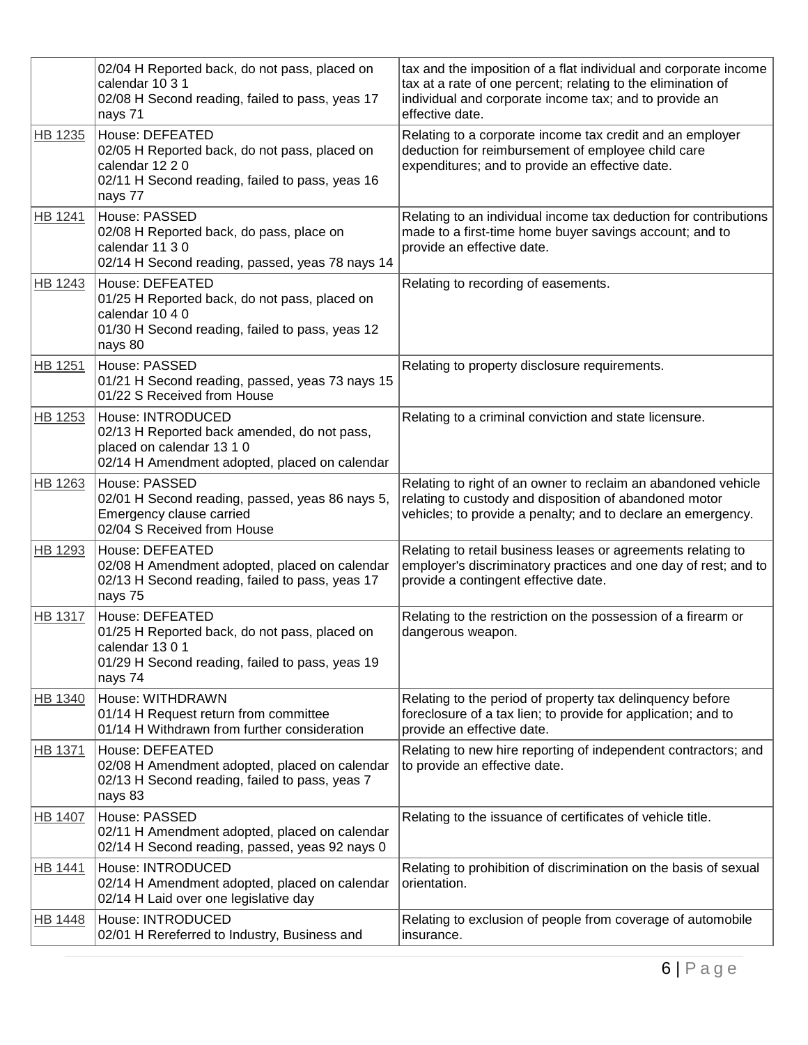| | | |
|---|---|---|
| | 02/04 H Reported back, do not pass, placed on calendar 10 3 1<br>02/08 H Second reading, failed to pass, yeas 17 nays 71 | tax and the imposition of a flat individual and corporate income tax at a rate of one percent; relating to the elimination of individual and corporate income tax; and to provide an effective date. |
| HB 1235 | House: DEFEATED<br>02/05 H Reported back, do not pass, placed on calendar 12 2 0<br>02/11 H Second reading, failed to pass, yeas 16 nays 77 | Relating to a corporate income tax credit and an employer deduction for reimbursement of employee child care expenditures; and to provide an effective date. |
| HB 1241 | House: PASSED<br>02/08 H Reported back, do pass, place on calendar 11 3 0<br>02/14 H Second reading, passed, yeas 78 nays 14 | Relating to an individual income tax deduction for contributions made to a first-time home buyer savings account; and to provide an effective date. |
| HB 1243 | House: DEFEATED<br>01/25 H Reported back, do not pass, placed on calendar 10 4 0<br>01/30 H Second reading, failed to pass, yeas 12 nays 80 | Relating to recording of easements. |
| HB 1251 | House: PASSED<br>01/21 H Second reading, passed, yeas 73 nays 15<br>01/22 S Received from House | Relating to property disclosure requirements. |
| HB 1253 | House: INTRODUCED<br>02/13 H Reported back amended, do not pass, placed on calendar 13 1 0<br>02/14 H Amendment adopted, placed on calendar | Relating to a criminal conviction and state licensure. |
| HB 1263 | House: PASSED<br>02/01 H Second reading, passed, yeas 86 nays 5, Emergency clause carried<br>02/04 S Received from House | Relating to right of an owner to reclaim an abandoned vehicle relating to custody and disposition of abandoned motor vehicles; to provide a penalty; and to declare an emergency. |
| HB 1293 | House: DEFEATED<br>02/08 H Amendment adopted, placed on calendar<br>02/13 H Second reading, failed to pass, yeas 17 nays 75 | Relating to retail business leases or agreements relating to employer's discriminatory practices and one day of rest; and to provide a contingent effective date. |
| HB 1317 | House: DEFEATED<br>01/25 H Reported back, do not pass, placed on calendar 13 0 1<br>01/29 H Second reading, failed to pass, yeas 19 nays 74 | Relating to the restriction on the possession of a firearm or dangerous weapon. |
| HB 1340 | House: WITHDRAWN<br>01/14 H Request return from committee<br>01/14 H Withdrawn from further consideration | Relating to the period of property tax delinquency before foreclosure of a tax lien; to provide for application; and to provide an effective date. |
| HB 1371 | House: DEFEATED<br>02/08 H Amendment adopted, placed on calendar<br>02/13 H Second reading, failed to pass, yeas 7 nays 83 | Relating to new hire reporting of independent contractors; and to provide an effective date. |
| HB 1407 | House: PASSED<br>02/11 H Amendment adopted, placed on calendar<br>02/14 H Second reading, passed, yeas 92 nays 0 | Relating to the issuance of certificates of vehicle title. |
| HB 1441 | House: INTRODUCED<br>02/14 H Amendment adopted, placed on calendar<br>02/14 H Laid over one legislative day | Relating to prohibition of discrimination on the basis of sexual orientation. |
| HB 1448 | House: INTRODUCED<br>02/01 H Rereferred to Industry, Business and | Relating to exclusion of people from coverage of automobile insurance. |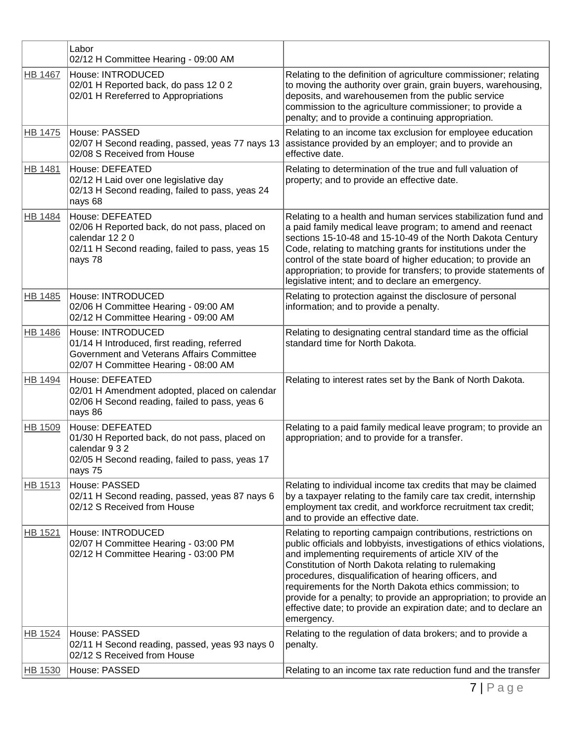| | | |
|---|---|---|
| | Labor<br>02/12 H Committee Hearing - 09:00 AM | |
| HB 1467 | House: INTRODUCED<br>02/01 H Reported back, do pass 12 0 2<br>02/01 H Rereferred to Appropriations | Relating to the definition of agriculture commissioner; relating to moving the authority over grain, grain buyers, warehousing, deposits, and warehousemen from the public service commission to the agriculture commissioner; to provide a penalty; and to provide a continuing appropriation. |
| HB 1475 | House: PASSED<br>02/07 H Second reading, passed, yeas 77 nays 13<br>02/08 S Received from House | Relating to an income tax exclusion for employee education assistance provided by an employer; and to provide an effective date. |
| HB 1481 | House: DEFEATED<br>02/12 H Laid over one legislative day<br>02/13 H Second reading, failed to pass, yeas 24 nays 68 | Relating to determination of the true and full valuation of property; and to provide an effective date. |
| HB 1484 | House: DEFEATED<br>02/06 H Reported back, do not pass, placed on calendar 12 2 0<br>02/11 H Second reading, failed to pass, yeas 15 nays 78 | Relating to a health and human services stabilization fund and a paid family medical leave program; to amend and reenact sections 15-10-48 and 15-10-49 of the North Dakota Century Code, relating to matching grants for institutions under the control of the state board of higher education; to provide an appropriation; to provide for transfers; to provide statements of legislative intent; and to declare an emergency. |
| HB 1485 | House: INTRODUCED<br>02/06 H Committee Hearing - 09:00 AM<br>02/12 H Committee Hearing - 09:00 AM | Relating to protection against the disclosure of personal information; and to provide a penalty. |
| HB 1486 | House: INTRODUCED<br>01/14 H Introduced, first reading, referred Government and Veterans Affairs Committee<br>02/07 H Committee Hearing - 08:00 AM | Relating to designating central standard time as the official standard time for North Dakota. |
| HB 1494 | House: DEFEATED<br>02/01 H Amendment adopted, placed on calendar<br>02/06 H Second reading, failed to pass, yeas 6 nays 86 | Relating to interest rates set by the Bank of North Dakota. |
| HB 1509 | House: DEFEATED<br>01/30 H Reported back, do not pass, placed on calendar 9 3 2<br>02/05 H Second reading, failed to pass, yeas 17 nays 75 | Relating to a paid family medical leave program; to provide an appropriation; and to provide for a transfer. |
| HB 1513 | House: PASSED<br>02/11 H Second reading, passed, yeas 87 nays 6<br>02/12 S Received from House | Relating to individual income tax credits that may be claimed by a taxpayer relating to the family care tax credit, internship employment tax credit, and workforce recruitment tax credit; and to provide an effective date. |
| HB 1521 | House: INTRODUCED<br>02/07 H Committee Hearing - 03:00 PM<br>02/12 H Committee Hearing - 03:00 PM | Relating to reporting campaign contributions, restrictions on public officials and lobbyists, investigations of ethics violations, and implementing requirements of article XIV of the Constitution of North Dakota relating to rulemaking procedures, disqualification of hearing officers, and requirements for the North Dakota ethics commission; to provide for a penalty; to provide an appropriation; to provide an effective date; to provide an expiration date; and to declare an emergency. |
| HB 1524 | House: PASSED<br>02/11 H Second reading, passed, yeas 93 nays 0<br>02/12 S Received from House | Relating to the regulation of data brokers; and to provide a penalty. |
| HB 1530 | House: PASSED | Relating to an income tax rate reduction fund and the transfer |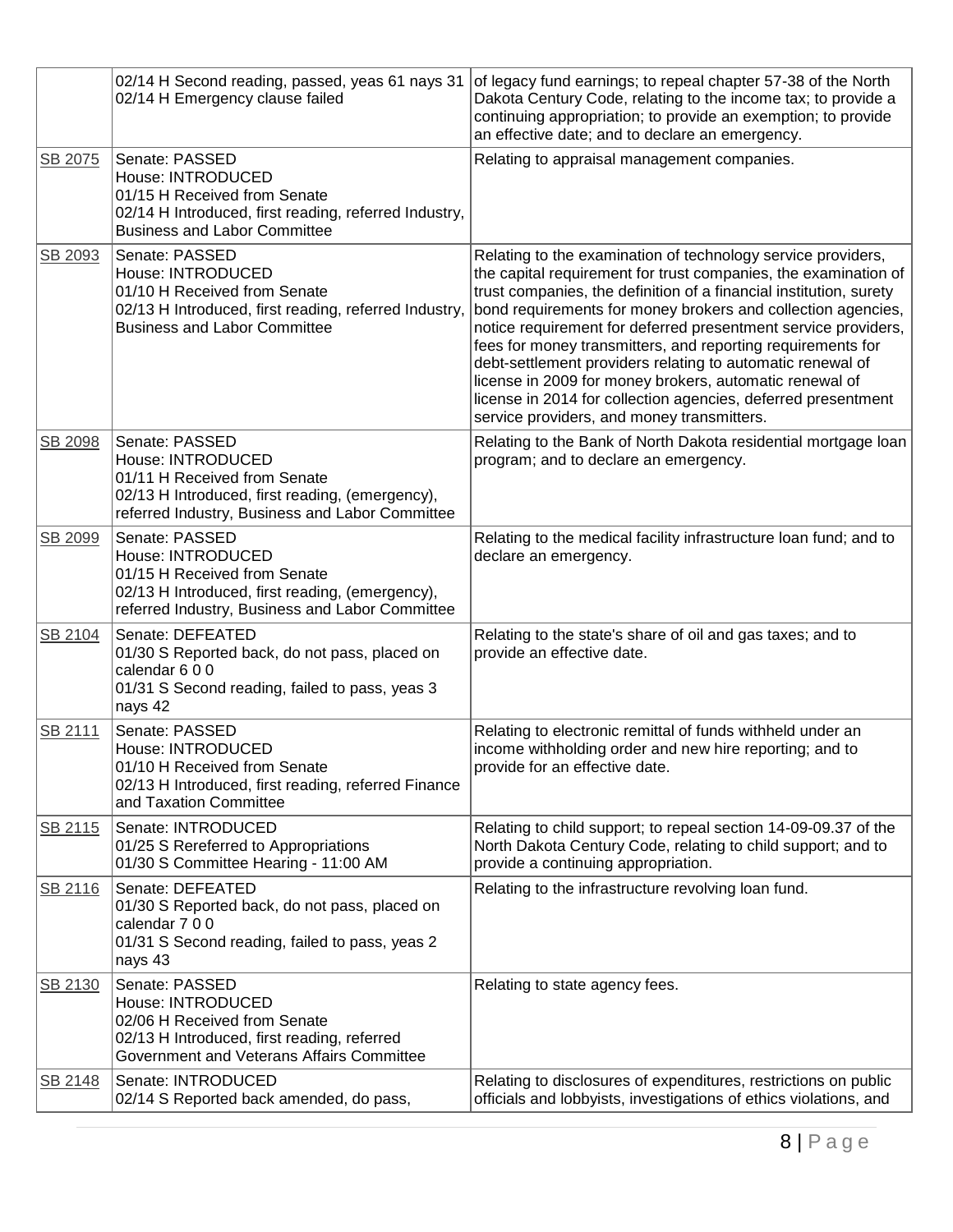| | | |
|---|---|---|
| | 02/14 H Second reading, passed, yeas 61 nays 31<br>02/14 H Emergency clause failed | of legacy fund earnings; to repeal chapter 57-38 of the North Dakota Century Code, relating to the income tax; to provide a continuing appropriation; to provide an exemption; to provide an effective date; and to declare an emergency. |
| SB 2075 | Senate: PASSED<br>House: INTRODUCED<br>01/15 H Received from Senate<br>02/14 H Introduced, first reading, referred Industry, Business and Labor Committee | Relating to appraisal management companies. |
| SB 2093 | Senate: PASSED<br>House: INTRODUCED<br>01/10 H Received from Senate<br>02/13 H Introduced, first reading, referred Industry, Business and Labor Committee | Relating to the examination of technology service providers, the capital requirement for trust companies, the examination of trust companies, the definition of a financial institution, surety bond requirements for money brokers and collection agencies, notice requirement for deferred presentment service providers, fees for money transmitters, and reporting requirements for debt-settlement providers relating to automatic renewal of license in 2009 for money brokers, automatic renewal of license in 2014 for collection agencies, deferred presentment service providers, and money transmitters. |
| SB 2098 | Senate: PASSED<br>House: INTRODUCED<br>01/11 H Received from Senate<br>02/13 H Introduced, first reading, (emergency), referred Industry, Business and Labor Committee | Relating to the Bank of North Dakota residential mortgage loan program; and to declare an emergency. |
| SB 2099 | Senate: PASSED<br>House: INTRODUCED<br>01/15 H Received from Senate<br>02/13 H Introduced, first reading, (emergency), referred Industry, Business and Labor Committee | Relating to the medical facility infrastructure loan fund; and to declare an emergency. |
| SB 2104 | Senate: DEFEATED<br>01/30 S Reported back, do not pass, placed on calendar 6 0 0<br>01/31 S Second reading, failed to pass, yeas 3 nays 42 | Relating to the state's share of oil and gas taxes; and to provide an effective date. |
| SB 2111 | Senate: PASSED<br>House: INTRODUCED<br>01/10 H Received from Senate<br>02/13 H Introduced, first reading, referred Finance and Taxation Committee | Relating to electronic remittal of funds withheld under an income withholding order and new hire reporting; and to provide for an effective date. |
| SB 2115 | Senate: INTRODUCED<br>01/25 S Rereferred to Appropriations<br>01/30 S Committee Hearing - 11:00 AM | Relating to child support; to repeal section 14-09-09.37 of the North Dakota Century Code, relating to child support; and to provide a continuing appropriation. |
| SB 2116 | Senate: DEFEATED<br>01/30 S Reported back, do not pass, placed on calendar 7 0 0<br>01/31 S Second reading, failed to pass, yeas 2 nays 43 | Relating to the infrastructure revolving loan fund. |
| SB 2130 | Senate: PASSED<br>House: INTRODUCED<br>02/06 H Received from Senate<br>02/13 H Introduced, first reading, referred Government and Veterans Affairs Committee | Relating to state agency fees. |
| SB 2148 | Senate: INTRODUCED<br>02/14 S Reported back amended, do pass, | Relating to disclosures of expenditures, restrictions on public officials and lobbyists, investigations of ethics violations, and |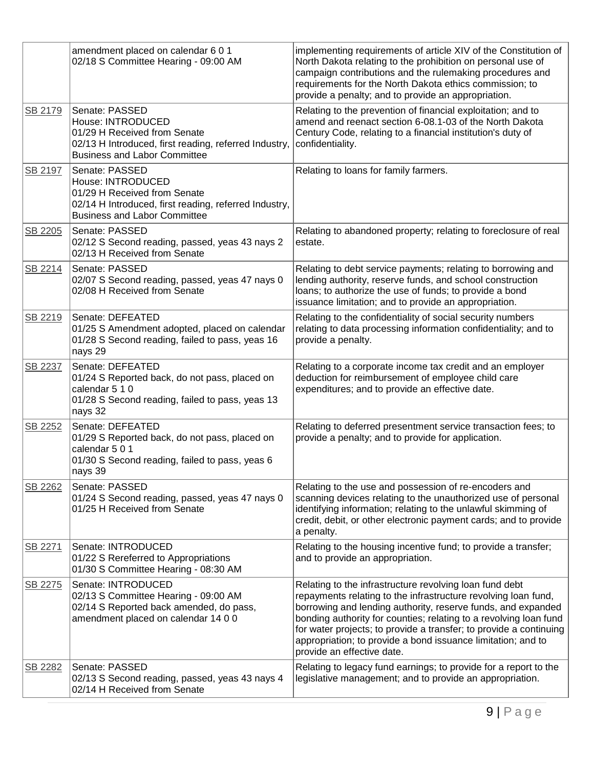| | | |
|---|---|---|
| | amendment placed on calendar 6 0 1<br>02/18 S Committee Hearing - 09:00 AM | implementing requirements of article XIV of the Constitution of North Dakota relating to the prohibition on personal use of campaign contributions and the rulemaking procedures and requirements for the North Dakota ethics commission; to provide a penalty; and to provide an appropriation. |
| SB 2179 | Senate: PASSED<br>House: INTRODUCED<br>01/29 H Received from Senate<br>02/13 H Introduced, first reading, referred Industry, Business and Labor Committee | Relating to the prevention of financial exploitation; and to amend and reenact section 6-08.1-03 of the North Dakota Century Code, relating to a financial institution's duty of confidentiality. |
| SB 2197 | Senate: PASSED<br>House: INTRODUCED<br>01/29 H Received from Senate<br>02/14 H Introduced, first reading, referred Industry, Business and Labor Committee | Relating to loans for family farmers. |
| SB 2205 | Senate: PASSED<br>02/12 S Second reading, passed, yeas 43 nays 2<br>02/13 H Received from Senate | Relating to abandoned property; relating to foreclosure of real estate. |
| SB 2214 | Senate: PASSED<br>02/07 S Second reading, passed, yeas 47 nays 0<br>02/08 H Received from Senate | Relating to debt service payments; relating to borrowing and lending authority, reserve funds, and school construction loans; to authorize the use of funds; to provide a bond issuance limitation; and to provide an appropriation. |
| SB 2219 | Senate: DEFEATED<br>01/25 S Amendment adopted, placed on calendar<br>01/28 S Second reading, failed to pass, yeas 16 nays 29 | Relating to the confidentiality of social security numbers relating to data processing information confidentiality; and to provide a penalty. |
| SB 2237 | Senate: DEFEATED<br>01/24 S Reported back, do not pass, placed on calendar 5 1 0<br>01/28 S Second reading, failed to pass, yeas 13 nays 32 | Relating to a corporate income tax credit and an employer deduction for reimbursement of employee child care expenditures; and to provide an effective date. |
| SB 2252 | Senate: DEFEATED<br>01/29 S Reported back, do not pass, placed on calendar 5 0 1<br>01/30 S Second reading, failed to pass, yeas 6 nays 39 | Relating to deferred presentment service transaction fees; to provide a penalty; and to provide for application. |
| SB 2262 | Senate: PASSED<br>01/24 S Second reading, passed, yeas 47 nays 0<br>01/25 H Received from Senate | Relating to the use and possession of re-encoders and scanning devices relating to the unauthorized use of personal identifying information; relating to the unlawful skimming of credit, debit, or other electronic payment cards; and to provide a penalty. |
| SB 2271 | Senate: INTRODUCED<br>01/22 S Rereferred to Appropriations<br>01/30 S Committee Hearing - 08:30 AM | Relating to the housing incentive fund; to provide a transfer; and to provide an appropriation. |
| SB 2275 | Senate: INTRODUCED<br>02/13 S Committee Hearing - 09:00 AM<br>02/14 S Reported back amended, do pass, amendment placed on calendar 14 0 0 | Relating to the infrastructure revolving loan fund debt repayments relating to the infrastructure revolving loan fund, borrowing and lending authority, reserve funds, and expanded bonding authority for counties; relating to a revolving loan fund for water projects; to provide a transfer; to provide a continuing appropriation; to provide a bond issuance limitation; and to provide an effective date. |
| SB 2282 | Senate: PASSED<br>02/13 S Second reading, passed, yeas 43 nays 4<br>02/14 H Received from Senate | Relating to legacy fund earnings; to provide for a report to the legislative management; and to provide an appropriation. |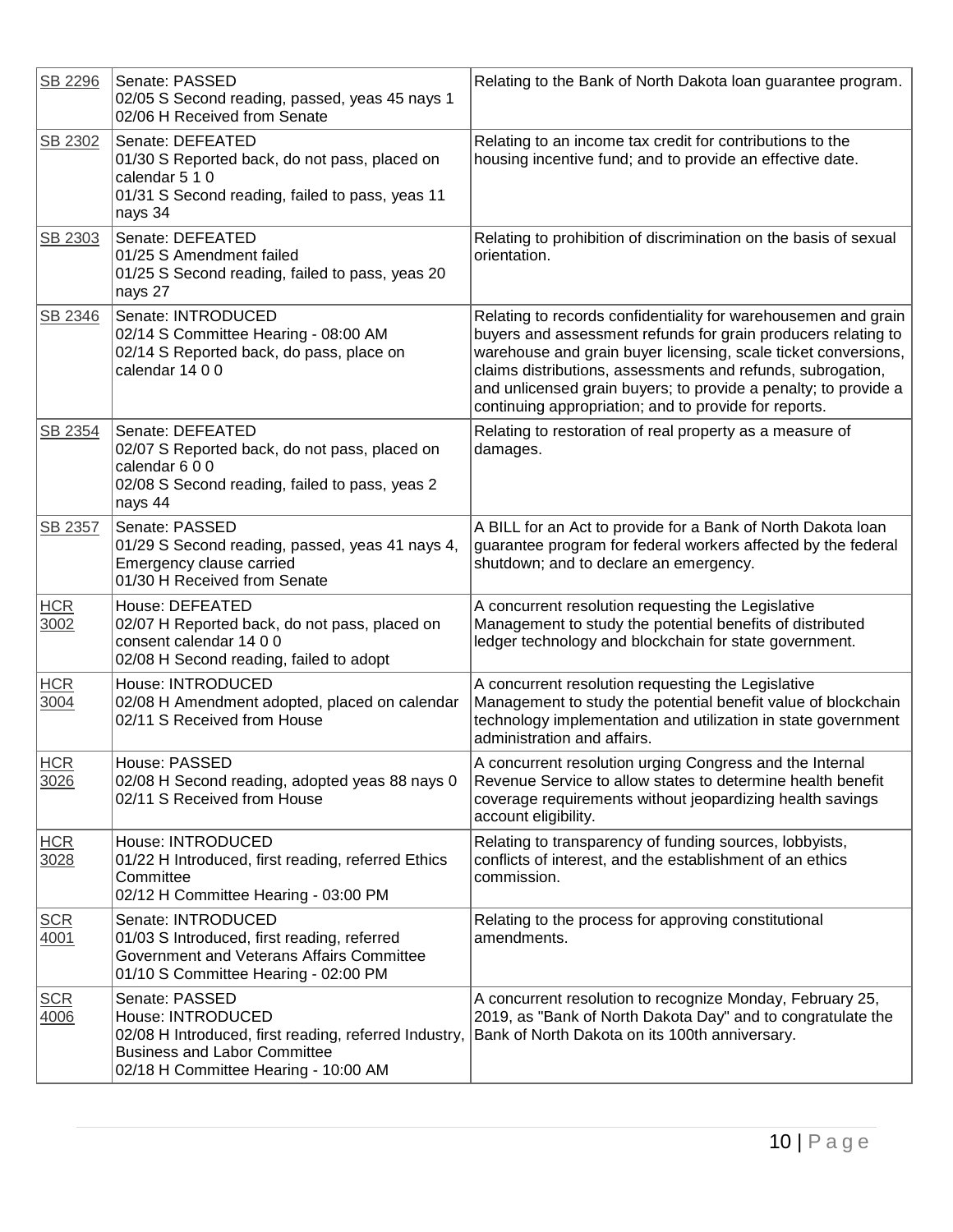| | | |
|---|---|---|
| SB 2296 | Senate: PASSED<br>02/05 S Second reading, passed, yeas 45 nays 1<br>02/06 H Received from Senate | Relating to the Bank of North Dakota loan guarantee program. |
| SB 2302 | Senate: DEFEATED<br>01/30 S Reported back, do not pass, placed on calendar 5 1 0<br>01/31 S Second reading, failed to pass, yeas 11 nays 34 | Relating to an income tax credit for contributions to the housing incentive fund; and to provide an effective date. |
| SB 2303 | Senate: DEFEATED<br>01/25 S Amendment failed<br>01/25 S Second reading, failed to pass, yeas 20 nays 27 | Relating to prohibition of discrimination on the basis of sexual orientation. |
| SB 2346 | Senate: INTRODUCED<br>02/14 S Committee Hearing - 08:00 AM<br>02/14 S Reported back, do pass, place on calendar 14 0 0 | Relating to records confidentiality for warehousemen and grain buyers and assessment refunds for grain producers relating to warehouse and grain buyer licensing, scale ticket conversions, claims distributions, assessments and refunds, subrogation, and unlicensed grain buyers; to provide a penalty; to provide a continuing appropriation; and to provide for reports. |
| SB 2354 | Senate: DEFEATED<br>02/07 S Reported back, do not pass, placed on calendar 6 0 0<br>02/08 S Second reading, failed to pass, yeas 2 nays 44 | Relating to restoration of real property as a measure of damages. |
| SB 2357 | Senate: PASSED<br>01/29 S Second reading, passed, yeas 41 nays 4, Emergency clause carried<br>01/30 H Received from Senate | A BILL for an Act to provide for a Bank of North Dakota loan guarantee program for federal workers affected by the federal shutdown; and to declare an emergency. |
| HCR 3002 | House: DEFEATED<br>02/07 H Reported back, do not pass, placed on consent calendar 14 0 0<br>02/08 H Second reading, failed to adopt | A concurrent resolution requesting the Legislative Management to study the potential benefits of distributed ledger technology and blockchain for state government. |
| HCR 3004 | House: INTRODUCED<br>02/08 H Amendment adopted, placed on calendar<br>02/11 S Received from House | A concurrent resolution requesting the Legislative Management to study the potential benefit value of blockchain technology implementation and utilization in state government administration and affairs. |
| HCR 3026 | House: PASSED<br>02/08 H Second reading, adopted yeas 88 nays 0<br>02/11 S Received from House | A concurrent resolution urging Congress and the Internal Revenue Service to allow states to determine health benefit coverage requirements without jeopardizing health savings account eligibility. |
| HCR 3028 | House: INTRODUCED<br>01/22 H Introduced, first reading, referred Ethics Committee<br>02/12 H Committee Hearing - 03:00 PM | Relating to transparency of funding sources, lobbyists, conflicts of interest, and the establishment of an ethics commission. |
| SCR 4001 | Senate: INTRODUCED<br>01/03 S Introduced, first reading, referred Government and Veterans Affairs Committee<br>01/10 S Committee Hearing - 02:00 PM | Relating to the process for approving constitutional amendments. |
| SCR 4006 | Senate: PASSED<br>House: INTRODUCED<br>02/08 H Introduced, first reading, referred Industry, Business and Labor Committee<br>02/18 H Committee Hearing - 10:00 AM | A concurrent resolution to recognize Monday, February 25, 2019, as "Bank of North Dakota Day" and to congratulate the Bank of North Dakota on its 100th anniversary. |